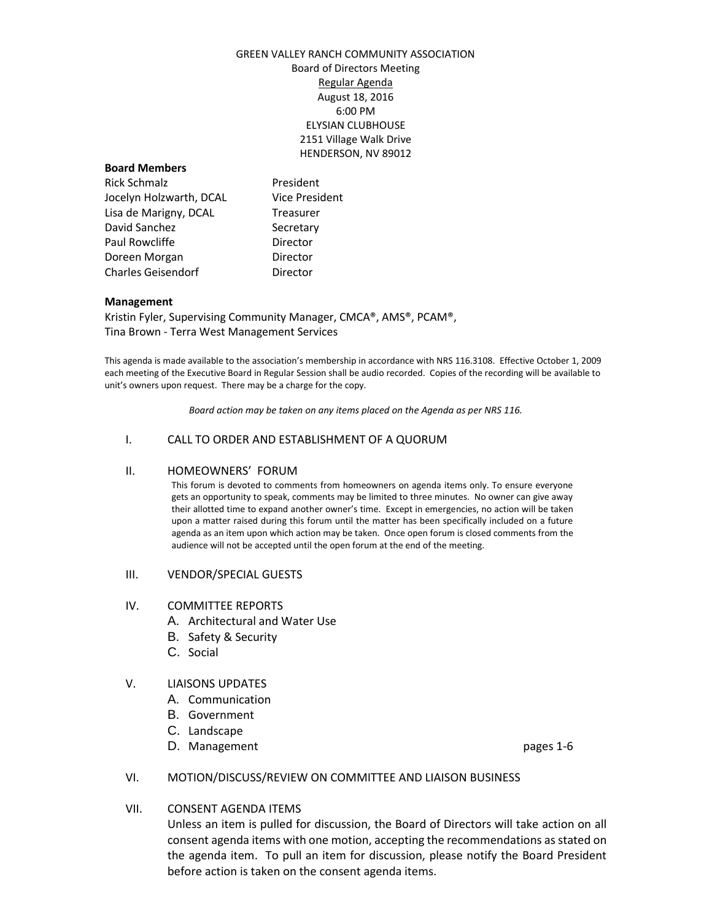GREEN VALLEY RANCH COMMUNITY ASSOCIATION
Board of Directors Meeting
Regular Agenda
August 18, 2016
6:00 PM
ELYSIAN CLUBHOUSE
2151 Village Walk Drive
HENDERSON, NV 89012

**Board Members**

| | |
|---|---|
| Rick Schmalz | President |
| Jocelyn Holzwarth, DCAL | Vice President |
| Lisa de Marigny, DCAL | Treasurer |
| David Sanchez | Secretary |
| Paul Rowcliffe | Director |
| Doreen Morgan | Director |
| Charles Geisendorf | Director |

**Management**

Kristin Fyler, Supervising Community Manager, CMCA®, AMS®, PCAM®,
Tina Brown - Terra West Management Services

This agenda is made available to the association's membership in accordance with NRS 116.3108. Effective October 1, 2009 each meeting of the Executive Board in Regular Session shall be audio recorded. Copies of the recording will be available to unit's owners upon request. There may be a charge for the copy.

*Board action may be taken on any items placed on the Agenda as per NRS 116.*

I. CALL TO ORDER AND ESTABLISHMENT OF A QUORUM

II. HOMEOWNERS' FORUM

This forum is devoted to comments from homeowners on agenda items only. To ensure everyone gets an opportunity to speak, comments may be limited to three minutes. No owner can give away their allotted time to expand another owner's time. Except in emergencies, no action will be taken upon a matter raised during this forum until the matter has been specifically included on a future agenda as an item upon which action may be taken. Once open forum is closed comments from the audience will not be accepted until the open forum at the end of the meeting.

III. VENDOR/SPECIAL GUESTS

IV. COMMITTEE REPORTS
- A. Architectural and Water Use
- B. Safety & Security
- C. Social

V. LIAISONS UPDATES
- A. Communication
- B. Government
- C. Landscape
- D. Management — pages 1-6

VI. MOTION/DISCUSS/REVIEW ON COMMITTEE AND LIAISON BUSINESS

VII. CONSENT AGENDA ITEMS

Unless an item is pulled for discussion, the Board of Directors will take action on all consent agenda items with one motion, accepting the recommendations as stated on the agenda item. To pull an item for discussion, please notify the Board President before action is taken on the consent agenda items.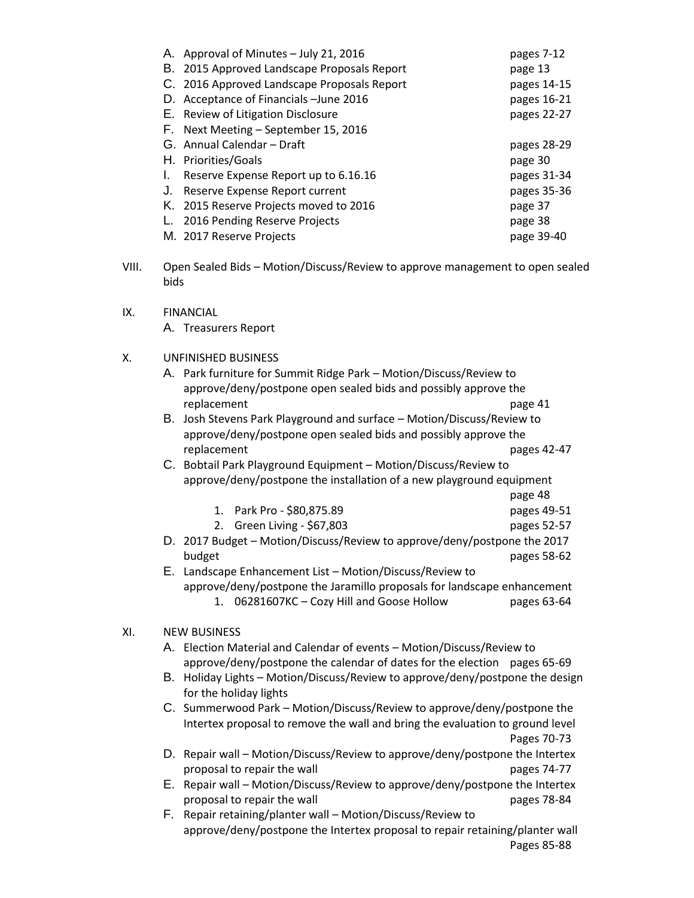A. Approval of Minutes – July 21, 2016 pages 7-12
B. 2015 Approved Landscape Proposals Report page 13
C. 2016 Approved Landscape Proposals Report pages 14-15
D. Acceptance of Financials –June 2016 pages 16-21
E. Review of Litigation Disclosure pages 22-27
F. Next Meeting – September 15, 2016
G. Annual Calendar – Draft pages 28-29
H. Priorities/Goals page 30
I. Reserve Expense Report up to 6.16.16 pages 31-34
J. Reserve Expense Report current pages 35-36
K. 2015 Reserve Projects moved to 2016 page 37
L. 2016 Pending Reserve Projects page 38
M. 2017 Reserve Projects page 39-40

VIII. Open Sealed Bids – Motion/Discuss/Review to approve management to open sealed bids

IX. FINANCIAL

A. Treasurers Report

X. UNFINISHED BUSINESS

A. Park furniture for Summit Ridge Park – Motion/Discuss/Review to approve/deny/postpone open sealed bids and possibly approve the replacement page 41
B. Josh Stevens Park Playground and surface – Motion/Discuss/Review to approve/deny/postpone open sealed bids and possibly approve the replacement pages 42-47
C. Bobtail Park Playground Equipment – Motion/Discuss/Review to approve/deny/postpone the installation of a new playground equipment page 48
    1. Park Pro - $80,875.89 pages 49-51
    2. Green Living - $67,803 pages 52-57
D. 2017 Budget – Motion/Discuss/Review to approve/deny/postpone the 2017 budget pages 58-62
E. Landscape Enhancement List – Motion/Discuss/Review to approve/deny/postpone the Jaramillo proposals for landscape enhancement
    1. 06281607KC – Cozy Hill and Goose Hollow pages 63-64

XI. NEW BUSINESS

A. Election Material and Calendar of events – Motion/Discuss/Review to approve/deny/postpone the calendar of dates for the election pages 65-69
B. Holiday Lights – Motion/Discuss/Review to approve/deny/postpone the design for the holiday lights
C. Summerwood Park – Motion/Discuss/Review to approve/deny/postpone the Intertex proposal to remove the wall and bring the evaluation to ground level Pages 70-73
D. Repair wall – Motion/Discuss/Review to approve/deny/postpone the Intertex proposal to repair the wall pages 74-77
E. Repair wall – Motion/Discuss/Review to approve/deny/postpone the Intertex proposal to repair the wall pages 78-84
F. Repair retaining/planter wall – Motion/Discuss/Review to approve/deny/postpone the Intertex proposal to repair retaining/planter wall Pages 85-88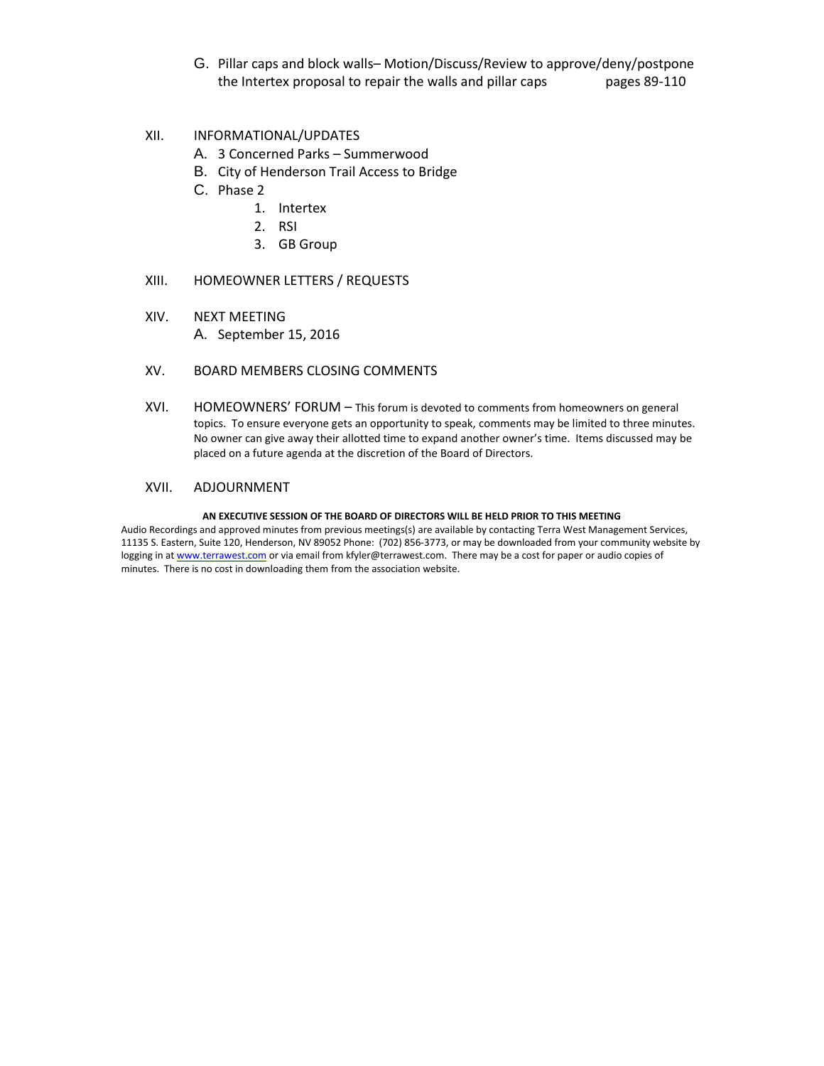G. Pillar caps and block walls– Motion/Discuss/Review to approve/deny/postpone the Intertex proposal to repair the walls and pillar caps pages 89-110

XII. INFORMATIONAL/UPDATES

A. 3 Concerned Parks – Summerwood

B. City of Henderson Trail Access to Bridge

C. Phase 2

1. Intertex
2. RSI
3. GB Group

XIII. HOMEOWNER LETTERS / REQUESTS

XIV. NEXT MEETING

A. September 15, 2016

XV. BOARD MEMBERS CLOSING COMMENTS

XVI. HOMEOWNERS' FORUM – This forum is devoted to comments from homeowners on general topics. To ensure everyone gets an opportunity to speak, comments may be limited to three minutes. No owner can give away their allotted time to expand another owner's time. Items discussed may be placed on a future agenda at the discretion of the Board of Directors.

XVII. ADJOURNMENT

**AN EXECUTIVE SESSION OF THE BOARD OF DIRECTORS WILL BE HELD PRIOR TO THIS MEETING**

Audio Recordings and approved minutes from previous meetings(s) are available by contacting Terra West Management Services, 11135 S. Eastern, Suite 120, Henderson, NV 89052 Phone: (702) 856-3773, or may be downloaded from your community website by logging in at www.terrawest.com or via email from kfyler@terrawest.com. There may be a cost for paper or audio copies of minutes. There is no cost in downloading them from the association website.